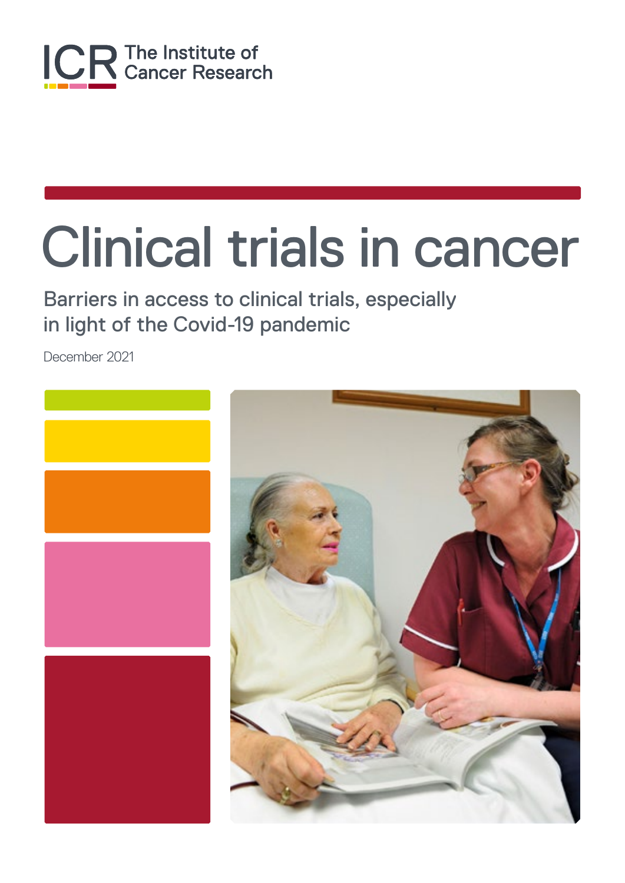The Institute of Cancer Research

# Clinical trials in cancer

## Barriers in access to clinical trials, especially in light of the Covid-19 pandemic

December 2021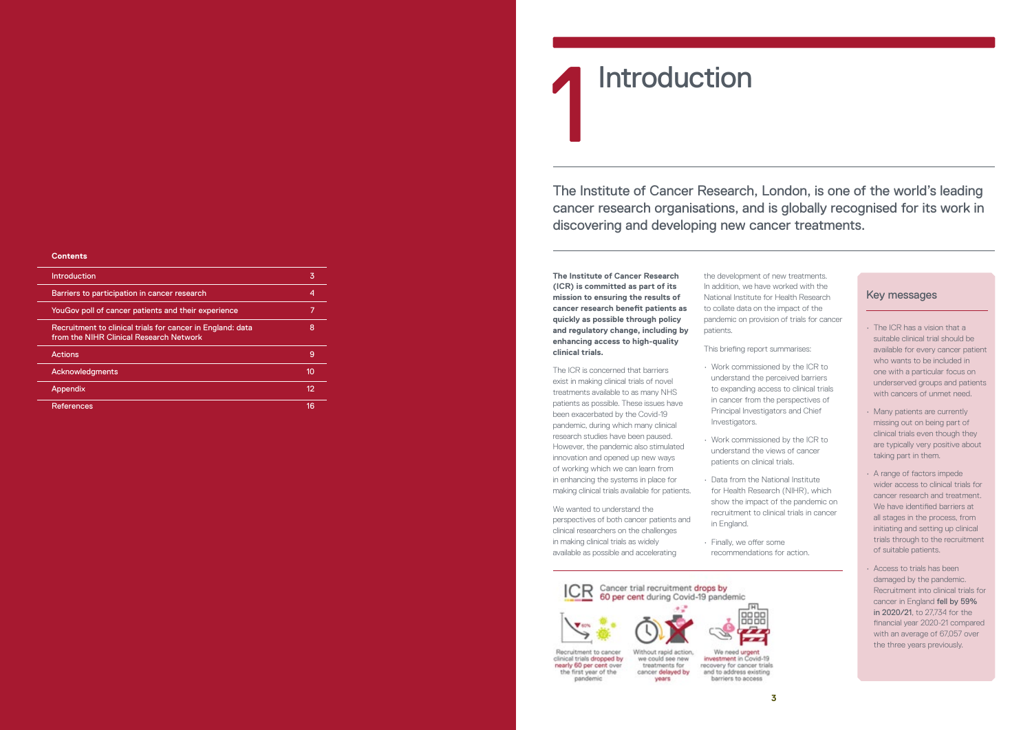**Contents**

| | |
|---|---|
| Introduction | 3 |
| Barriers to participation in cancer research | 4 |
| YouGov poll of cancer patients and their experience | 7 |
| Recruitment to clinical trials for cancer in England: data from the NIHR Clinical Research Network | 8 |
| Actions | 9 |
| Acknowledgments | 10 |
| Appendix | 12 |
| References | 16 |

# 1 Introduction

The Institute of Cancer Research, London, is one of the world's leading cancer research organisations, and is globally recognised for its work in discovering and developing new cancer treatments.

**The Institute of Cancer Research (ICR) is committed as part of its mission to ensuring the results of cancer research benefit patients as quickly as possible through policy and regulatory change, including by enhancing access to high-quality clinical trials.**

The ICR is concerned that barriers exist in making clinical trials of novel treatments available to as many NHS patients as possible. These issues have been exacerbated by the Covid-19 pandemic, during which many clinical research studies have been paused. However, the pandemic also stimulated innovation and opened up new ways of working which we can learn from in enhancing the systems in place for making clinical trials available for patients.

We wanted to understand the perspectives of both cancer patients and clinical researchers on the challenges in making clinical trials as widely available as possible and accelerating the development of new treatments. In addition, we have worked with the National Institute for Health Research to collate data on the impact of the pandemic on provision of trials for cancer patients.

This briefing report summarises:

- Work commissioned by the ICR to understand the perceived barriers to expanding access to clinical trials in cancer from the perspectives of Principal Investigators and Chief Investigators.
- Work commissioned by the ICR to understand the views of cancer patients on clinical trials.
- Data from the National Institute for Health Research (NIHR), which show the impact of the pandemic on recruitment to clinical trials in cancer in England.
- Finally, we offer some recommendations for action.

ICR Cancer trial recruitment drops by 60 per cent during Covid-19 pandemic

60%

Recruitment to cancer clinical trials dropped by nearly 60 per cent over the first year of the pandemic

Without rapid action, we could see new treatments for cancer delayed by years

We need urgent investment in Covid-19 recovery for cancer trials and to address existing barriers to access

## Key messages

- The ICR has a vision that a suitable clinical trial should be available for every cancer patient who wants to be included in one with a particular focus on underserved groups and patients with cancers of unmet need.
- Many patients are currently missing out on being part of clinical trials even though they are typically very positive about taking part in them.
- A range of factors impede wider access to clinical trials for cancer research and treatment. We have identified barriers at all stages in the process, from initiating and setting up clinical trials through to the recruitment of suitable patients.
- Access to trials has been damaged by the pandemic. Recruitment into clinical trials for cancer in England **fell by 59% in 2020/21**, to 27,734 for the financial year 2020-21 compared with an average of 67,057 over the three years previously.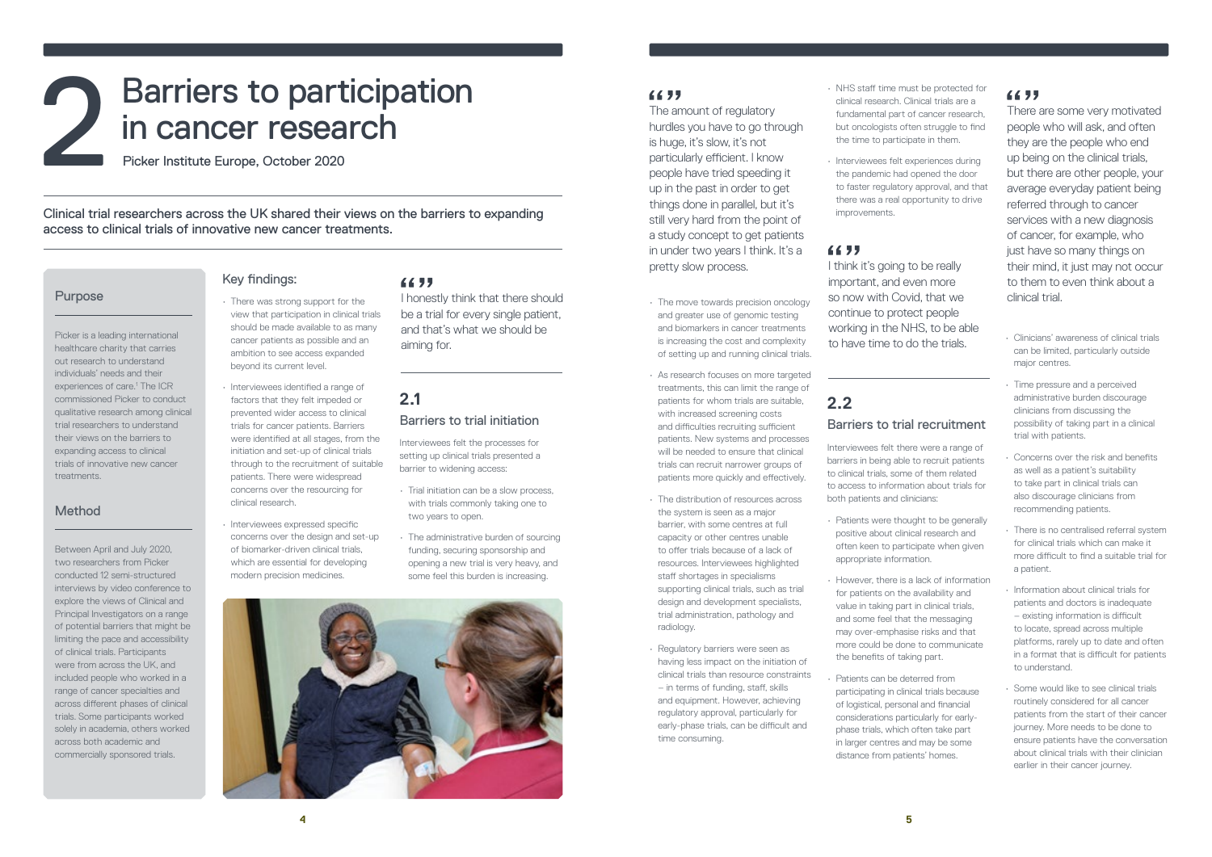# 2 Barriers to participation in cancer research

Picker Institute Europe, October 2020

**Clinical trial researchers across the UK shared their views on the barriers to expanding access to clinical trials of innovative new cancer treatments.**

## Purpose

Picker is a leading international healthcare charity that carries out research to understand individuals' needs and their experiences of care.[1] The ICR commissioned Picker to conduct qualitative research among clinical trial researchers to understand their views on the barriers to expanding access to clinical trials of innovative new cancer treatments.

## Method

Between April and July 2020, two researchers from Picker conducted 12 semi-structured interviews by video conference to explore the views of Clinical and Principal Investigators on a range of potential barriers that might be limiting the pace and accessibility of clinical trials. Participants were from across the UK, and included people who worked in a range of cancer specialties and across different phases of clinical trials. Some participants worked solely in academia, others worked across both academic and commercially sponsored trials.

## Key findings:

- There was strong support for the view that participation in clinical trials should be made available to as many cancer patients as possible and an ambition to see access expanded beyond its current level.
- Interviewees identified a range of factors that they felt impeded or prevented wider access to clinical trials for cancer patients. Barriers were identified at all stages, from the initiation and set-up of clinical trials through to the recruitment of suitable patients. There were widespread concerns over the resourcing for clinical research.
- Interviewees expressed specific concerns over the design and set-up of biomarker-driven clinical trials, which are essential for developing modern precision medicines.

> "I honestly think that there should be a trial for every single patient, and that's what we should be aiming for."

## 2.1 Barriers to trial initiation

Interviewees felt the processes for setting up clinical trials presented a barrier to widening access:

- Trial initiation can be a slow process, with trials commonly taking one to two years to open.
- The administrative burden of sourcing funding, securing sponsorship and opening a new trial is very heavy, and some feel this burden is increasing.

> "The amount of regulatory hurdles you have to go through is huge, it's slow, it's not particularly efficient. I know people have tried speeding it up in the past in order to get things done in parallel, but it's still very hard from the point of a study concept to get patients in under two years I think. It's a pretty slow process."

- The move towards precision oncology and greater use of genomic testing and biomarkers in cancer treatments is increasing the cost and complexity of setting up and running clinical trials.
- As research focuses on more targeted treatments, this can limit the range of patients for whom trials are suitable, with increased screening costs and difficulties recruiting sufficient patients. New systems and processes will be needed to ensure that clinical trials can recruit narrower groups of patients more quickly and effectively.
- The distribution of resources across the system is seen as a major barrier, with some centres at full capacity or other centres unable to offer trials because of a lack of resources. Interviewees highlighted staff shortages in specialisms supporting clinical trials, such as trial design and development specialists, trial administration, pathology and radiology.
- Regulatory barriers were seen as having less impact on the initiation of clinical trials than resource constraints – in terms of funding, staff, skills and equipment. However, achieving regulatory approval, particularly for early-phase trials, can be difficult and time consuming.
- NHS staff time must be protected for clinical research. Clinical trials are a fundamental part of cancer research, but oncologists often struggle to find the time to participate in them.
- Interviewees felt experiences during the pandemic had opened the door to faster regulatory approval, and that there was a real opportunity to drive improvements.

> "I think it's going to be really important, and even more so now with Covid, that we continue to protect people working in the NHS, to be able to have time to do the trials."

## 2.2 Barriers to trial recruitment

Interviewees felt there were a range of barriers in being able to recruit patients to clinical trials, some of them related to access to information about trials for both patients and clinicians:

- Patients were thought to be generally positive about clinical research and often keen to participate when given appropriate information.
- However, there is a lack of information for patients on the availability and value in taking part in clinical trials, and some feel that the messaging may over-emphasise risks and that more could be done to communicate the benefits of taking part.
- Patients can be deterred from participating in clinical trials because of logistical, personal and financial considerations particularly for early-phase trials, which often take part in larger centres and may be some distance from patients' homes.

> "There are some very motivated people who will ask, and often they are the people who end up being on the clinical trials, but there are other people, your average everyday patient being referred through to cancer services with a new diagnosis of cancer, for example, who just have so many things on their mind, it just may not occur to them to even think about a clinical trial."

- Clinicians' awareness of clinical trials can be limited, particularly outside major centres.
- Time pressure and a perceived administrative burden discourage clinicians from discussing the possibility of taking part in a clinical trial with patients.
- Concerns over the risk and benefits as well as a patient's suitability to take part in clinical trials can also discourage clinicians from recommending patients.
- There is no centralised referral system for clinical trials which can make it more difficult to find a suitable trial for a patient.
- Information about clinical trials for patients and doctors is inadequate – existing information is difficult to locate, spread across multiple platforms, rarely up to date and often in a format that is difficult for patients to understand.
- Some would like to see clinical trials routinely considered for all cancer patients from the start of their cancer journey. More needs to be done to ensure patients have the conversation about clinical trials with their clinician earlier in their cancer journey.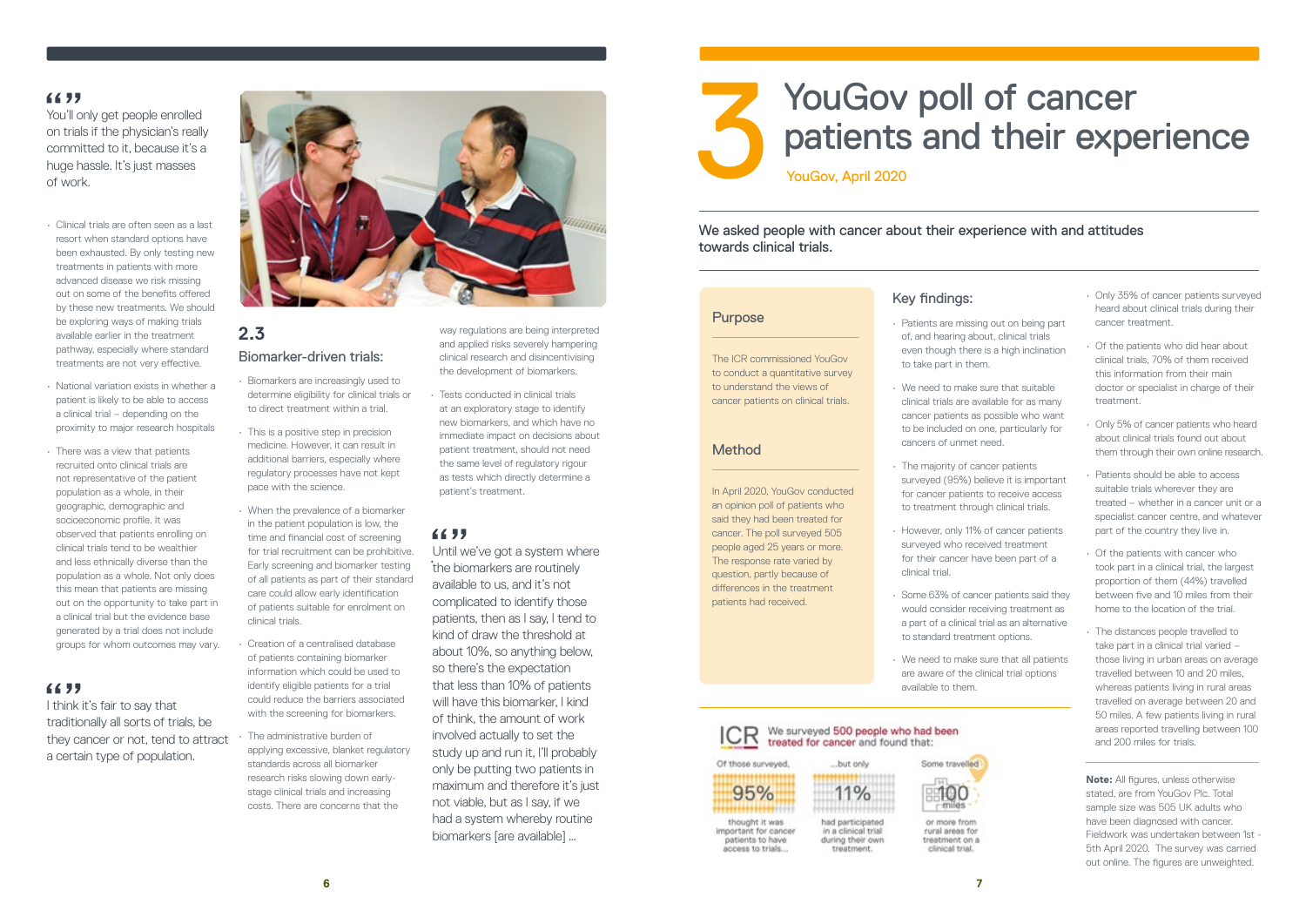“ ”
You'll only get people enrolled on trials if the physician's really committed to it, really, because it's a huge hassle. It's just masses of work.

- Clinical trials are often seen as a last resort when standard options have been exhausted. By only testing new treatments in patients with more advanced disease we risk missing out on some of the benefits offered by these new treatments. We should be exploring ways of making trials available earlier in the treatment pathway, especially where standard treatments are not very effective.
- National variation exists in whether a patient is likely to be able to access a clinical trial – depending on the proximity to major research hospitals
- There was a view that patients recruited onto clinical trials are not representative of the patient population as a whole, in their geographic, demographic and socioeconomic profile. It was observed that patients enrolling on clinical trials tend to be wealthier and less ethnically diverse than the population as a whole. Not only does this mean that patients are missing out on the opportunity to take part in a clinical trial but the evidence base generated by a trial does not include groups for whom outcomes may vary.

“ ”
I think it's fair to say that traditionally all sorts of trials, be they cancer or not, tend to attract a certain type of population.

## 2.3

### Biomarker-driven trials:

- Biomarkers are increasingly used to determine eligibility for clinical trials or to direct treatment within a trial.
- This is a positive step in precision medicine. However, it can result in additional barriers, especially where regulatory processes have not kept pace with the science.
- When the prevalence of a biomarker in the patient population is low, the time and financial cost of screening for trial recruitment can be prohibitive. Early screening and biomarker testing of all patients as part of their standard care could allow early identification of patients suitable for enrolment on clinical trials.
- Creation of a centralised database of patients containing biomarker information which could be used to identify eligible patients for a trial could reduce the barriers associated with the screening for biomarkers.
- The administrative burden of applying excessive, blanket regulatory standards across all biomarker research risks slowing down early-stage clinical trials and increasing costs. There are concerns that the way regulations are being interpreted and applied risks severely hampering clinical research and disincentivising the development of biomarkers.
- Tests conducted in clinical trials at an exploratory stage to identify new biomarkers, and which have no immediate impact on decisions about patient treatment, should not need the same level of regulatory rigour as tests which directly determine a patient's treatment.

“ ”
Until we've got a system where the biomarkers are routinely available to us, and it's not complicated to identify those patients, then as I say, I tend to kind of draw the threshold at about 10%, so anything below, so there's the expectation that less than 10% of patients will have this biomarker, I kind of think, the amount of work involved actually to set the study up and run it, I'll probably only be putting two patients in maximum and therefore it's just not viable, but as I say, if we had a system whereby routine biomarkers [are available] ...

# 3 YouGov poll of cancer patients and their experience

YouGov, April 2020

**We asked people with cancer about their experience with and attitudes towards clinical trials.**

## Purpose

The ICR commissioned YouGov to conduct a quantitative survey to understand the views of cancer patients on clinical trials.

## Method

In April 2020, YouGov conducted an opinion poll of patients who said they had been treated for cancer. The poll surveyed 505 people aged 25 years or more. The response rate varied by question, partly because of differences in the treatment patients had received.

## Key findings:

- Patients are missing out on being part of, and hearing about, clinical trials even though there is a high inclination to take part in them.
- We need to make sure that suitable clinical trials are available for as many cancer patients as possible who want to be included on one, particularly for cancers of unmet need.
- The majority of cancer patients surveyed (95%) believe it is important for cancer patients to receive access to treatment through clinical trials.
- However, only 11% of cancer patients surveyed who received treatment for their cancer have been part of a clinical trial.
- Some 63% of cancer patients said they would consider receiving treatment as a part of a clinical trial as an alternative to standard treatment options.
- We need to make sure that all patients are aware of the clinical trial options available to them.
- Only 35% of cancer patients surveyed heard about clinical trials during their cancer treatment.
- Of the patients who did hear about clinical trials, 70% of them received this information from their main doctor or specialist in charge of their treatment.
- Only 5% of cancer patients who heard about clinical trials found out about them through their own online research.
- Patients should be able to access suitable trials wherever they are treated – whether in a cancer unit or a specialist cancer centre, and whatever part of the country they live in.
- Of the patients with cancer who took part in a clinical trial, the largest proportion of them (44%) travelled between five and 10 miles from their home to the location of the trial.
- The distances people travelled to take part in a clinical trial varied – those living in urban areas on average travelled between 10 and 20 miles, whereas patients living in rural areas travelled on average between 20 and 50 miles. A few patients living in rural areas reported travelling between 100 and 200 miles for trials.

ICR We surveyed 500 people who had been treated for cancer and found that:

Of those surveyed, 95% thought it was important for cancer patients to have access to trials...

...but only 11% had participated in a clinical trial during their own treatment.

Some travelled 100 miles or more from rural areas for treatment on a clinical trial.

**Note:** All figures, unless otherwise stated, are from YouGov Plc. Total sample size was 505 UK adults who have been diagnosed with cancer. Fieldwork was undertaken between 1st - 5th April 2020. The survey was carried out online. The figures are unweighted.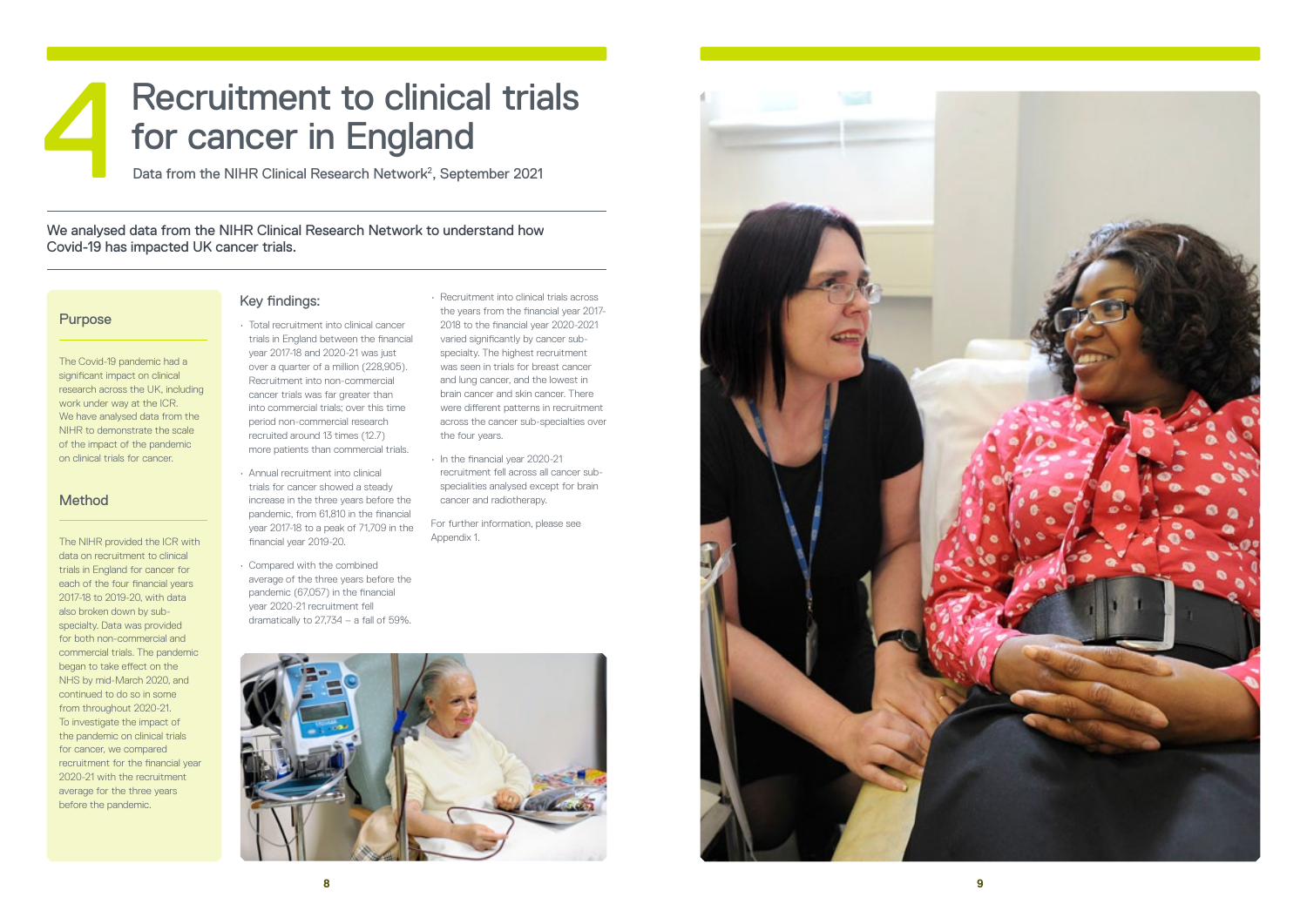# 4 Recruitment to clinical trials for cancer in England

Data from the NIHR Clinical Research Network[2], September 2021

We analysed data from the NIHR Clinical Research Network to understand how Covid-19 has impacted UK cancer trials.

## Purpose

The Covid-19 pandemic had a significant impact on clinical research across the UK, including work under way at the ICR. We have analysed data from the NIHR to demonstrate the scale of the impact of the pandemic on clinical trials for cancer.

## Method

The NIHR provided the ICR with data on recruitment to clinical trials in England for cancer for each of the four financial years 2017-18 to 2019-20, with data also broken down by sub-specialty. Data was provided for both non-commercial and commercial trials. The pandemic began to take effect on the NHS by mid-March 2020, and continued to do so in some from throughout 2020-21. To investigate the impact of the pandemic on clinical trials for cancer, we compared recruitment for the financial year 2020-21 with the recruitment average for the three years before the pandemic.

## Key findings:

- Total recruitment into clinical cancer trials in England between the financial year 2017-18 and 2020-21 was just over a quarter of a million (228,905). Recruitment into non-commercial cancer trials was far greater than into commercial trials; over this time period non-commercial research recruited around 13 times (12.7) more patients than commercial trials.
- Annual recruitment into clinical trials for cancer showed a steady increase in the three years before the pandemic, from 61,810 in the financial year 2017-18 to a peak of 71,709 in the financial year 2019-20.
- Compared with the combined average of the three years before the pandemic (67,057) in the financial year 2020-21 recruitment fell dramatically to 27,734 – a fall of 59%.
- Recruitment into clinical trials across the years from the financial year 2017-2018 to the financial year 2020-2021 varied significantly by cancer sub-specialty. The highest recruitment was seen in trials for breast cancer and lung cancer, and the lowest in brain cancer and skin cancer. There were different patterns in recruitment across the cancer sub-specialties over the four years.
- In the financial year 2020-21 recruitment fell across all cancer sub-specialities analysed except for brain cancer and radiotherapy.

For further information, please see Appendix 1.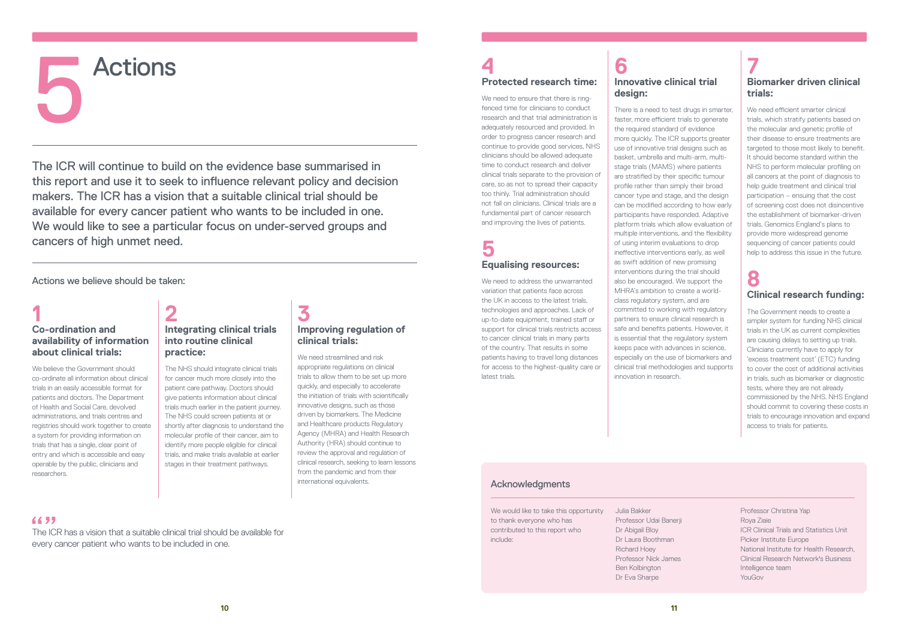# 5 Actions

The ICR will continue to build on the evidence base summarised in this report and use it to seek to influence relevant policy and decision makers. The ICR has a vision that a suitable clinical trial should be available for every cancer patient who wants to be included in one. We would like to see a particular focus on under-served groups and cancers of high unmet need.

Actions we believe should be taken:

### 1 Co-ordination and availability of information about clinical trials:

We believe the Government should co-ordinate all information about clinical trials in an easily accessible format for patients and doctors. The Department of Health and Social Care, devolved administrations, and trials centres and registries should work together to create a system for providing information on trials that has a single, clear point of entry and which is accessible and easy operable by the public, clinicians and researchers.

### 2 Integrating clinical trials into routine clinical practice:

The NHS should integrate clinical trials for cancer much more closely into the patient care pathway. Doctors should give patients information about clinical trials much earlier in the patient journey. The NHS could screen patients at or shortly after diagnosis to understand the molecular profile of their cancer, aim to identify more people eligible for clinical trials, and make trials available at earlier stages in their treatment pathways.

### 3 Improving regulation of clinical trials:

We need streamlined and risk appropriate regulations on clinical trials to allow them to be set up more quickly, and especially to accelerate the initiation of trials with scientifically innovative designs, such as those driven by biomarkers. The Medicine and Healthcare products Regulatory Agency (MHRA) and Health Research Authority (HRA) should continue to review the approval and regulation of clinical research, seeking to learn lessons from the pandemic and from their international equivalents.

> "The ICR has a vision that a suitable clinical trial should be available for every cancer patient who wants to be included in one."

### 4 Protected research time:

We need to ensure that there is ring-fenced time for clinicians to conduct research and that trial administration is adequately resourced and provided. In order to progress cancer research and continue to provide good services, NHS clinicians should be allowed adequate time to conduct research and deliver clinical trials separate to the provision of care, so as not to spread their capacity too thinly. Trial administration should not fall on clinicians. Clinical trials are a fundamental part of cancer research and improving the lives of patients.

### 5 Equalising resources:

We need to address the unwarranted variation that patients face across the UK in access to the latest trials, technologies and approaches. Lack of up-to-date equipment, trained staff or support for clinical trials restricts access to cancer clinical trials in many parts of the country. That results in some patients having to travel long distances for access to the highest-quality care or latest trials.

### 6 Innovative clinical trial design:

There is a need to test drugs in smarter, faster, more efficient trials to generate the required standard of evidence more quickly. The ICR supports greater use of innovative trial designs such as basket, umbrella and multi-arm, multi-stage trials (MAMS) where patients are stratified by their specific tumour profile rather than simply their broad cancer type and stage, and the design can be modified according to how early participants have responded. Adaptive platform trials which allow evaluation of multiple interventions, and the flexibility of using interim evaluations to drop ineffective interventions early, as well as swift addition of new promising interventions during the trial should also be encouraged. We support the MHRA's ambition to create a world-class regulatory system, and are committed to working with regulatory partners to ensure clinical research is safe and benefits patients. However, it is essential that the regulatory system keeps pace with advances in science, especially on the use of biomarkers and clinical trial methodologies and supports innovation in research.

### 7 Biomarker driven clinical trials:

We need efficient smarter clinical trials, which stratify patients based on the molecular and genetic profile of their disease to ensure treatments are targeted to those most likely to benefit. It should become standard within the NHS to perform molecular profiling on all cancers at the point of diagnosis to help guide treatment and clinical trial participation – ensuring that the cost of screening cost does not disincentive the establishment of biomarker-driven trials. Genomics England's plans to provide more widespread genome sequencing of cancer patients could help to address this issue in the future.

### 8 Clinical research funding:

The Government needs to create a simpler system for funding NHS clinical trials in the UK as current complexities are causing delays to setting up trials. Clinicians currently have to apply for 'excess treatment cost' (ETC) funding to cover the cost of additional activities in trials, such as biomarker or diagnostic tests, where they are not already commissioned by the NHS. NHS England should commit to covering these costs in trials to encourage innovation and expand access to trials for patients.

## Acknowledgments

We would like to take this opportunity to thank everyone who has contributed to this report who include:

Julia Bakker
Professor Udai Banerji
Dr Abigail Bloy
Dr Laura Boothman
Richard Hoey
Professor Nick James
Ben Kolbington
Dr Eva Sharpe
Professor Christina Yap
Roya Ziaie
ICR Clinical Trials and Statistics Unit
Picker Institute Europe
National Institute for Health Research, Clinical Research Network's Business Intelligence team
YouGov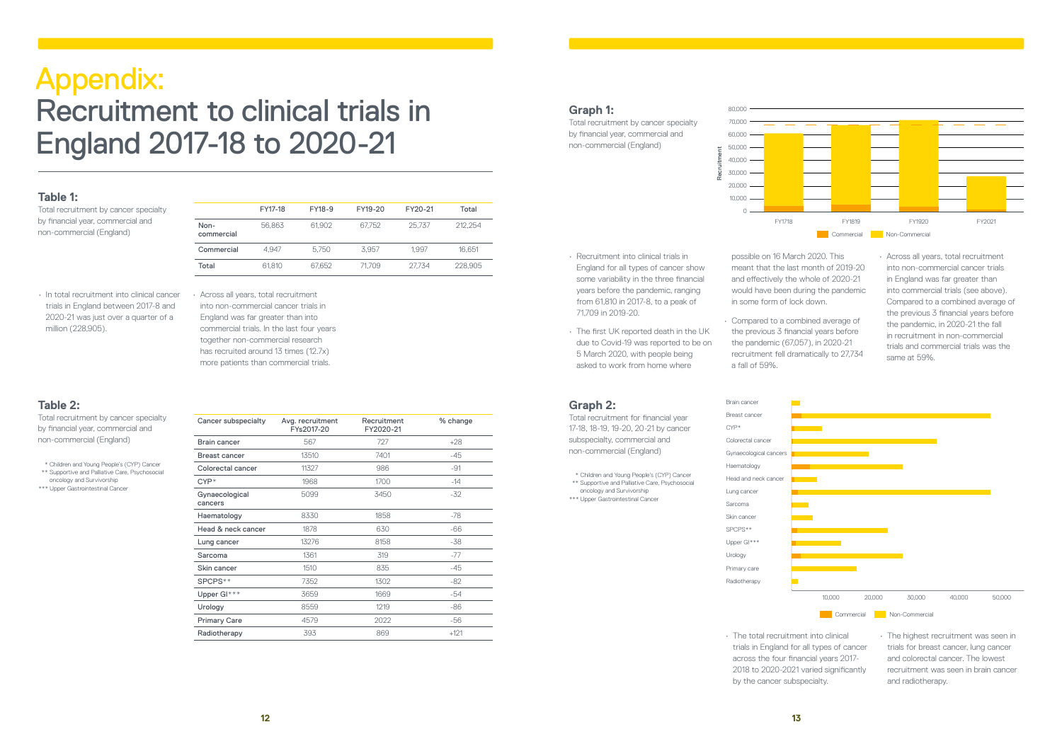# Appendix: Recruitment to clinical trials in England 2017-18 to 2020-21

### Table 1:

Total recruitment by cancer specialty by financial year, commercial and non-commercial (England)

| | FY17-18 | FY18-9 | FY19-20 | FY20-21 | Total |
|---|---|---|---|---|---|
| Non-commercial | 56,863 | 61,902 | 67,752 | 25,737 | 212,254 |
| Commercial | 4,947 | 5,750 | 3,957 | 1,997 | 16,651 |
| Total | 61,810 | 67,652 | 71,709 | 27,734 | 228,905 |

- In total recruitment into clinical cancer trials in England between 2017-8 and 2020-21 was just over a quarter of a million (228,905).
- Across all years, total recruitment into non-commercial cancer trials in England was far greater than into commercial trials. In the last four years together non-commercial research has recruited around 13 times (12.7x) more patients than commercial trials.

### Table 2:

Total recruitment by cancer specialty by financial year, commercial and non-commercial (England)

\* Children and Young People's (CYP) Cancer
\*\* Supportive and Palliative Care, Psychosocial oncology and Survivorship
\*\*\* Upper Gastrointestinal Cancer

| Cancer subspecialty | Avg. recruitment FYs2017-20 | Recruitment FY2020-21 | % change |
|---|---|---|---|
| Brain cancer | 567 | 727 | +28 |
| Breast cancer | 13510 | 7401 | -45 |
| Colorectal cancer | 11327 | 986 | -91 |
| CYP* | 1968 | 1700 | -14 |
| Gynaecological cancers | 5099 | 3450 | -32 |
| Haematology | 8330 | 1858 | -78 |
| Head & neck cancer | 1878 | 630 | -66 |
| Lung cancer | 13276 | 8158 | -38 |
| Sarcoma | 1361 | 319 | -77 |
| Skin cancer | 1510 | 835 | -45 |
| SPCPS** | 7352 | 1302 | -82 |
| Upper GI*** | 3659 | 1669 | -54 |
| Urology | 8559 | 1219 | -86 |
| Primary Care | 4579 | 2022 | -56 |
| Radiotherapy | 393 | 869 | +121 |

### Graph 1:

Total recruitment by cancer specialty by financial year, commercial and non-commercial (England)

Recruitment
80,000
70,000
60,000
50,000
40,000
30,000
20,000
10,000
0
FY1718
FY1819
FY1920
FY2021
Commercial
Non-Commercial

- Recruitment into clinical trials in England for all types of cancer show some variability in the three financial years before the pandemic, ranging from 61,810 in 2017-8, to a peak of 71,709 in 2019-20.
- The first UK reported death in the UK due to Covid-19 was reported to be on 5 March 2020, with people being asked to work from home where possible on 16 March 2020. This meant that the last month of 2019-20 and effectively the whole of 2020-21 would have been during the pandemic in some form of lock down.
- Compared to a combined average of the previous 3 financial years before the pandemic (67,057), in 2020-21 recruitment fell dramatically to 27,734 a fall of 59%.
- Across all years, total recruitment into non-commercial cancer trials in England was far greater than into commercial trials (see above). Compared to a combined average of the previous 3 financial years before the pandemic, in 2020-21 the fall in recruitment in non-commercial trials and commercial trials was the same at 59%.

### Graph 2:

Total recruitment for financial year 17-18, 18-19, 19-20, 20-21 by cancer subspecialty, commercial and non-commercial (England)

\* Children and Young People's (CYP) Cancer
\*\* Supportive and Palliative Care, Psychosocial oncology and Survivorship
\*\*\* Upper Gastrointestinal Cancer

Brain cancer
Breast cancer
CYP*
Colorectal cancer
Gynaecological cancers
Haematology
Head and neck cancer
Lung cancer
Sarcoma
Skin cancer
SPCPS**
Upper GI***
Urology
Primary care
Radiotherapy
10,000
20,000
30,000
40,000
50,000
Commercial
Non-Commercial

- The total recruitment into clinical trials in England for all types of cancer across the four financial years 2017-2018 to 2020-2021 varied significantly by the cancer subspecialty.
- The highest recruitment was seen in trials for breast cancer, lung cancer and colorectal cancer. The lowest recruitment was seen in brain cancer and radiotherapy.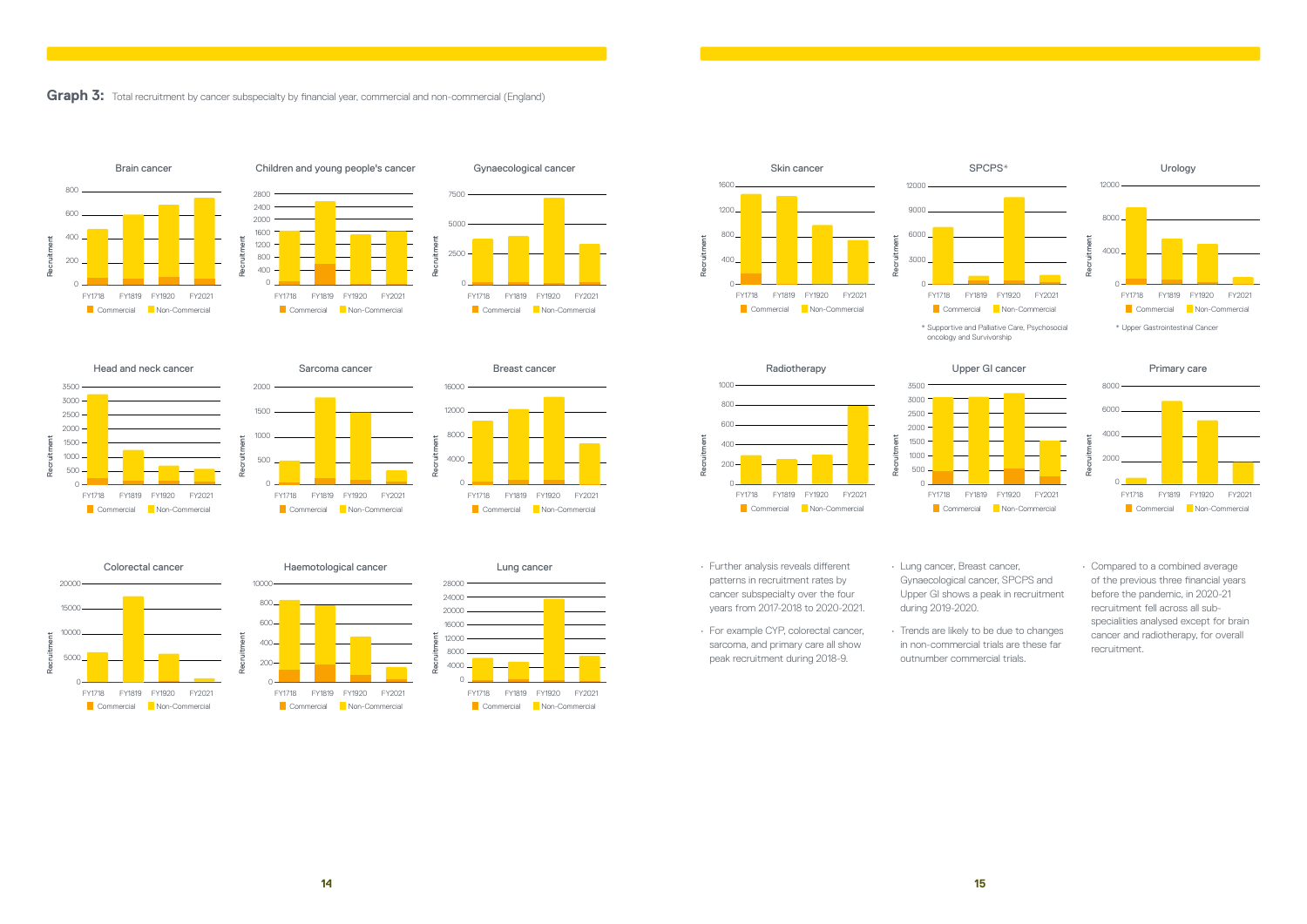**Graph 3:** Total recruitment by cancer subspecialty by financial year, commercial and non-commercial (England)

Brain cancer

Children and young people's cancer

Gynaecological cancer

Skin cancer

SPCPS*

* Supportive and Palliative Care, Psychosocial oncology and Survivorship

Urology

* Upper Gastrointestinal Cancer

Head and neck cancer

Sarcoma cancer

Breast cancer

Radiotherapy

Upper GI cancer

Primary care

Colorectal cancer

Haematological cancer

Lung cancer

- Further analysis reveals different patterns in recruitment rates by cancer subspecialty over the four years from 2017-2018 to 2020-2021.
- For example CYP, colorectal cancer, sarcoma, and primary care all show peak recruitment during 2018-9.
- Lung cancer, Breast cancer, Gynaecological cancer, SPCPS and Upper GI shows a peak in recruitment during 2019-2020.
- Trends are likely to be due to changes in non-commercial trials are these far outnumber commercial trials.
- Compared to a combined average of the previous three financial years before the pandemic, in 2020-21 recruitment fell across all sub-specialities analysed except for brain cancer and radiotherapy, for overall recruitment.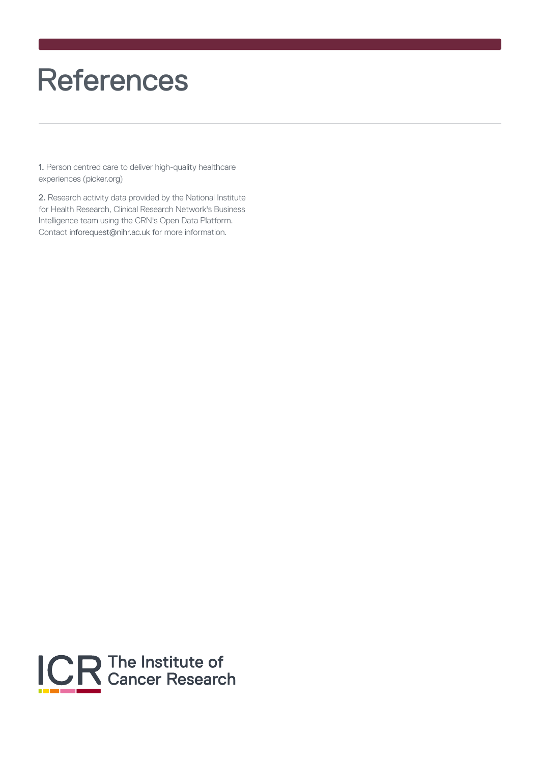# References

**1.** Person centred care to deliver high-quality healthcare experiences (picker.org)

**2.** Research activity data provided by the National Institute for Health Research, Clinical Research Network's Business Intelligence team using the CRN's Open Data Platform. Contact inforequest@nihr.ac.uk for more information.

ICR The Institute of Cancer Research